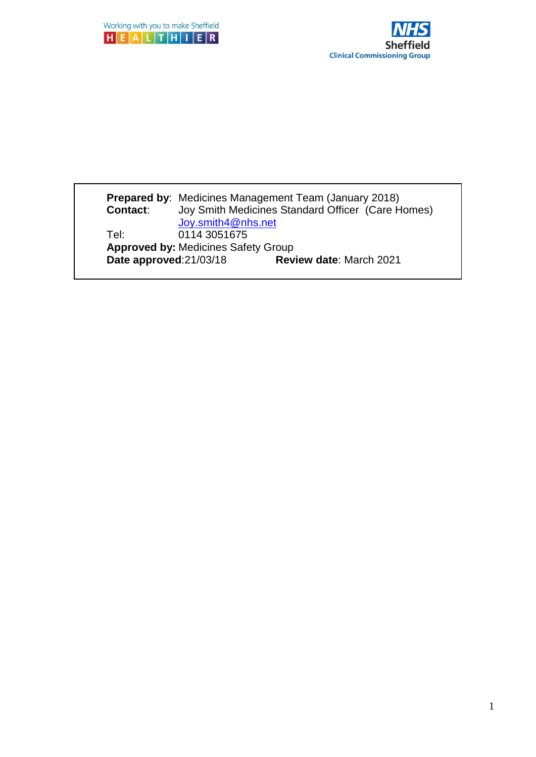Working with you to make Sheffield HEALTHIER

NHS Sheffield Clinical Commissioning Group

**Prepared by**: Medicines Management Team (January 2018)
**Contact**: Joy Smith Medicines Standard Officer (Care Homes)
Joy.smith4@nhs.net
Tel: 0114 3051675
**Approved by:** Medicines Safety Group
**Date approved**:21/03/18 **Review date**: March 2021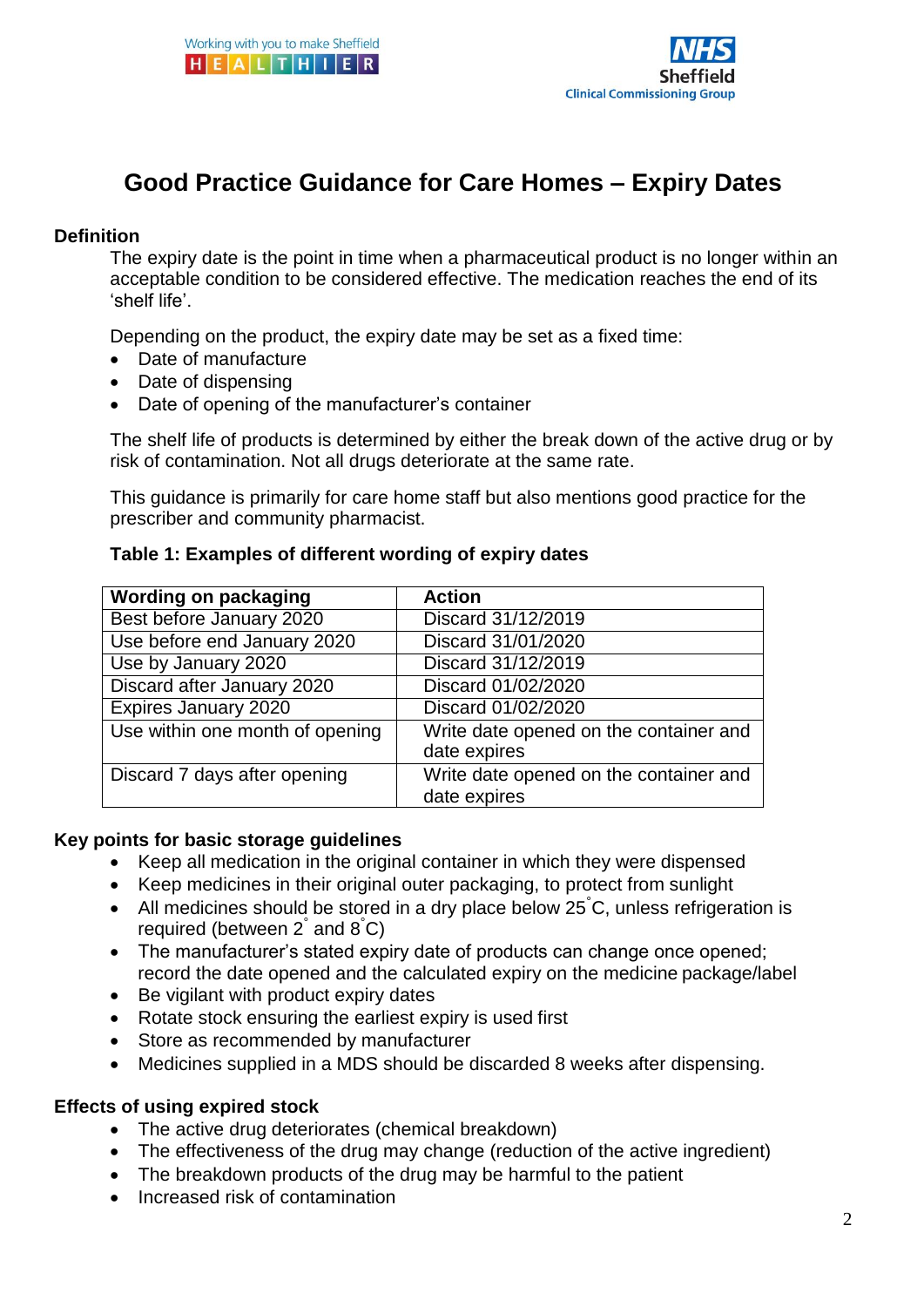# Good Practice Guidance for Care Homes – Expiry Dates

**Definition**

The expiry date is the point in time when a pharmaceutical product is no longer within an acceptable condition to be considered effective. The medication reaches the end of its 'shelf life'.

Depending on the product, the expiry date may be set as a fixed time:

- Date of manufacture
- Date of dispensing
- Date of opening of the manufacturer's container

The shelf life of products is determined by either the break down of the active drug or by risk of contamination. Not all drugs deteriorate at the same rate.

This guidance is primarily for care home staff but also mentions good practice for the prescriber and community pharmacist.

**Table 1: Examples of different wording of expiry dates**

| Wording on packaging | Action |
|---|---|
| Best before January 2020 | Discard 31/12/2019 |
| Use before end January 2020 | Discard 31/01/2020 |
| Use by January 2020 | Discard 31/12/2019 |
| Discard after January 2020 | Discard 01/02/2020 |
| Expires January 2020 | Discard 01/02/2020 |
| Use within one month of opening | Write date opened on the container and date expires |
| Discard 7 days after opening | Write date opened on the container and date expires |

**Key points for basic storage guidelines**

- Keep all medication in the original container in which they were dispensed
- Keep medicines in their original outer packaging, to protect from sunlight
- All medicines should be stored in a dry place below 25°C, unless refrigeration is required (between 2° and 8°C)
- The manufacturer's stated expiry date of products can change once opened; record the date opened and the calculated expiry on the medicine package/label
- Be vigilant with product expiry dates
- Rotate stock ensuring the earliest expiry is used first
- Store as recommended by manufacturer
- Medicines supplied in a MDS should be discarded 8 weeks after dispensing.

**Effects of using expired stock**

- The active drug deteriorates (chemical breakdown)
- The effectiveness of the drug may change (reduction of the active ingredient)
- The breakdown products of the drug may be harmful to the patient
- Increased risk of contamination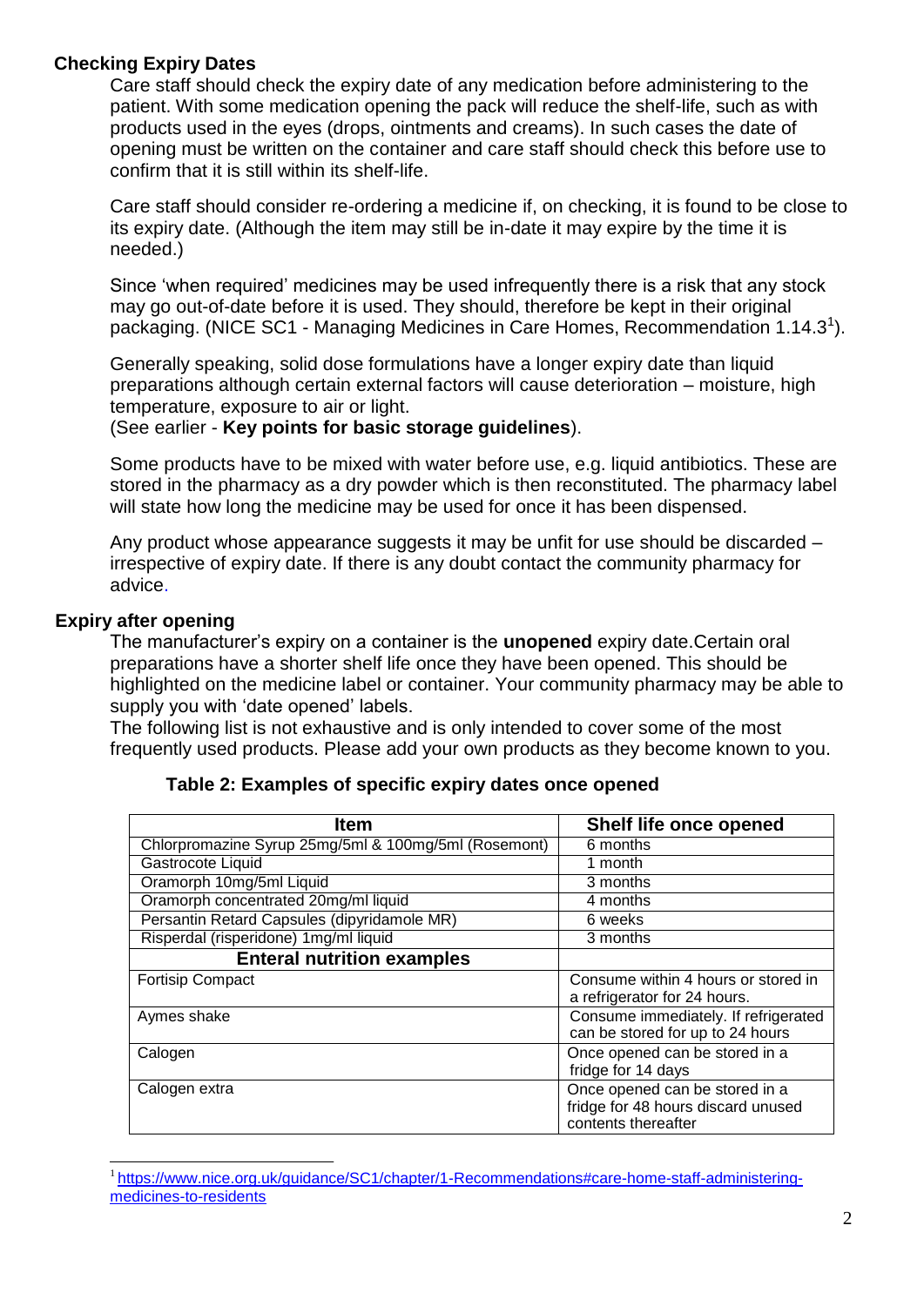### Checking Expiry Dates

Care staff should check the expiry date of any medication before administering to the patient. With some medication opening the pack will reduce the shelf-life, such as with products used in the eyes (drops, ointments and creams). In such cases the date of opening must be written on the container and care staff should check this before use to confirm that it is still within its shelf-life.

Care staff should consider re-ordering a medicine if, on checking, it is found to be close to its expiry date. (Although the item may still be in-date it may expire by the time it is needed.)

Since 'when required' medicines may be used infrequently there is a risk that any stock may go out-of-date before it is used. They should, therefore be kept in their original packaging. (NICE SC1 - Managing Medicines in Care Homes, Recommendation 1.14.3[1]).

Generally speaking, solid dose formulations have a longer expiry date than liquid preparations although certain external factors will cause deterioration – moisture, high temperature, exposure to air or light.
(See earlier - **Key points for basic storage guidelines**).

Some products have to be mixed with water before use, e.g. liquid antibiotics. These are stored in the pharmacy as a dry powder which is then reconstituted. The pharmacy label will state how long the medicine may be used for once it has been dispensed.

Any product whose appearance suggests it may be unfit for use should be discarded – irrespective of expiry date. If there is any doubt contact the community pharmacy for advice.

### Expiry after opening

The manufacturer's expiry on a container is the **unopened** expiry date.Certain oral preparations have a shorter shelf life once they have been opened. This should be highlighted on the medicine label or container. Your community pharmacy may be able to supply you with 'date opened' labels.
The following list is not exhaustive and is only intended to cover some of the most frequently used products. Please add your own products as they become known to you.

**Table 2: Examples of specific expiry dates once opened**

| Item | Shelf life once opened |
|---|---|
| Chlorpromazine Syrup 25mg/5ml & 100mg/5ml (Rosemont) | 6 months |
| Gastrocote Liquid | 1 month |
| Oramorph 10mg/5ml Liquid | 3 months |
| Oramorph concentrated 20mg/ml liquid | 4 months |
| Persantin Retard Capsules (dipyridamole MR) | 6 weeks |
| Risperdal (risperidone) 1mg/ml liquid | 3 months |
| **Enteral nutrition examples** | |
| Fortisip Compact | Consume within 4 hours or stored in a refrigerator for 24 hours. |
| Aymes shake | Consume immediately. If refrigerated can be stored for up to 24 hours |
| Calogen | Once opened can be stored in a fridge for 14 days |
| Calogen extra | Once opened can be stored in a fridge for 48 hours discard unused contents thereafter |

[1] https://www.nice.org.uk/guidance/SC1/chapter/1-Recommendations#care-home-staff-administering-medicines-to-residents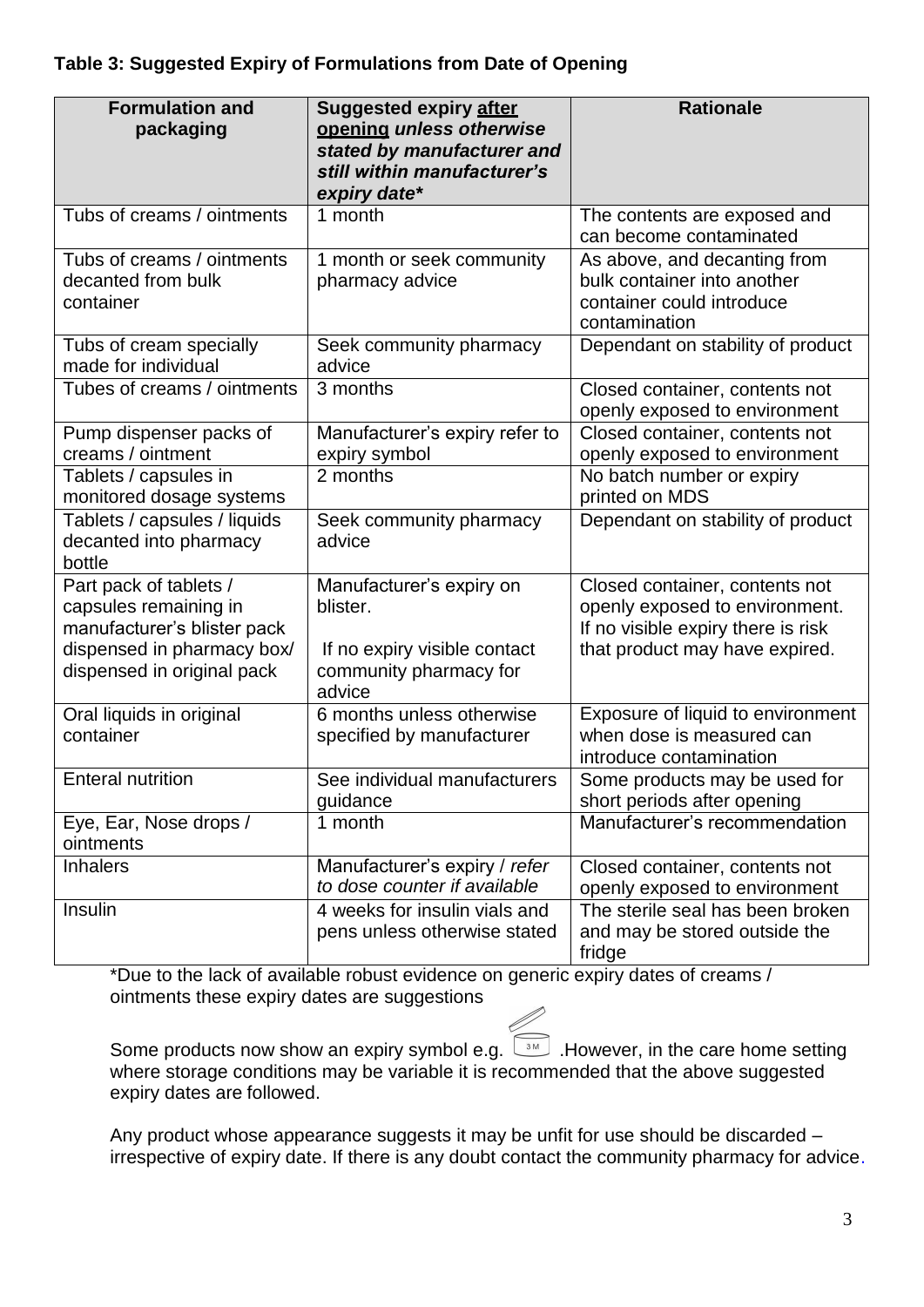**Table 3: Suggested Expiry of Formulations from Date of Opening**

| Formulation and packaging | Suggested expiry <u>after opening</u> *unless otherwise stated by manufacturer and still within manufacturer's expiry date** | Rationale |
|---|---|---|
| Tubs of creams / ointments | 1 month | The contents are exposed and can become contaminated |
| Tubs of creams / ointments decanted from bulk container | 1 month or seek community pharmacy advice | As above, and decanting from bulk container into another container could introduce contamination |
| Tubs of cream specially made for individual | Seek community pharmacy advice | Dependant on stability of product |
| Tubes of creams / ointments | 3 months | Closed container, contents not openly exposed to environment |
| Pump dispenser packs of creams / ointment | Manufacturer's expiry refer to expiry symbol | Closed container, contents not openly exposed to environment |
| Tablets / capsules in monitored dosage systems | 2 months | No batch number or expiry printed on MDS |
| Tablets / capsules / liquids decanted into pharmacy bottle | Seek community pharmacy advice | Dependant on stability of product |
| Part pack of tablets / capsules remaining in manufacturer's blister pack dispensed in pharmacy box/ dispensed in original pack | Manufacturer's expiry on blister. If no expiry visible contact community pharmacy for advice | Closed container, contents not openly exposed to environment. If no visible expiry there is risk that product may have expired. |
| Oral liquids in original container | 6 months unless otherwise specified by manufacturer | Exposure of liquid to environment when dose is measured can introduce contamination |
| Enteral nutrition | See individual manufacturers guidance | Some products may be used for short periods after opening |
| Eye, Ear, Nose drops / ointments | 1 month | Manufacturer's recommendation |
| Inhalers | Manufacturer's expiry / *refer to dose counter if available* | Closed container, contents not openly exposed to environment |
| Insulin | 4 weeks for insulin vials and pens unless otherwise stated | The sterile seal has been broken and may be stored outside the fridge |

*Due to the lack of available robust evidence on generic expiry dates of creams / ointments these expiry dates are suggestions

Some products now show an expiry symbol e.g. 3M .However, in the care home setting where storage conditions may be variable it is recommended that the above suggested expiry dates are followed.

Any product whose appearance suggests it may be unfit for use should be discarded – irrespective of expiry date. If there is any doubt contact the community pharmacy for advice.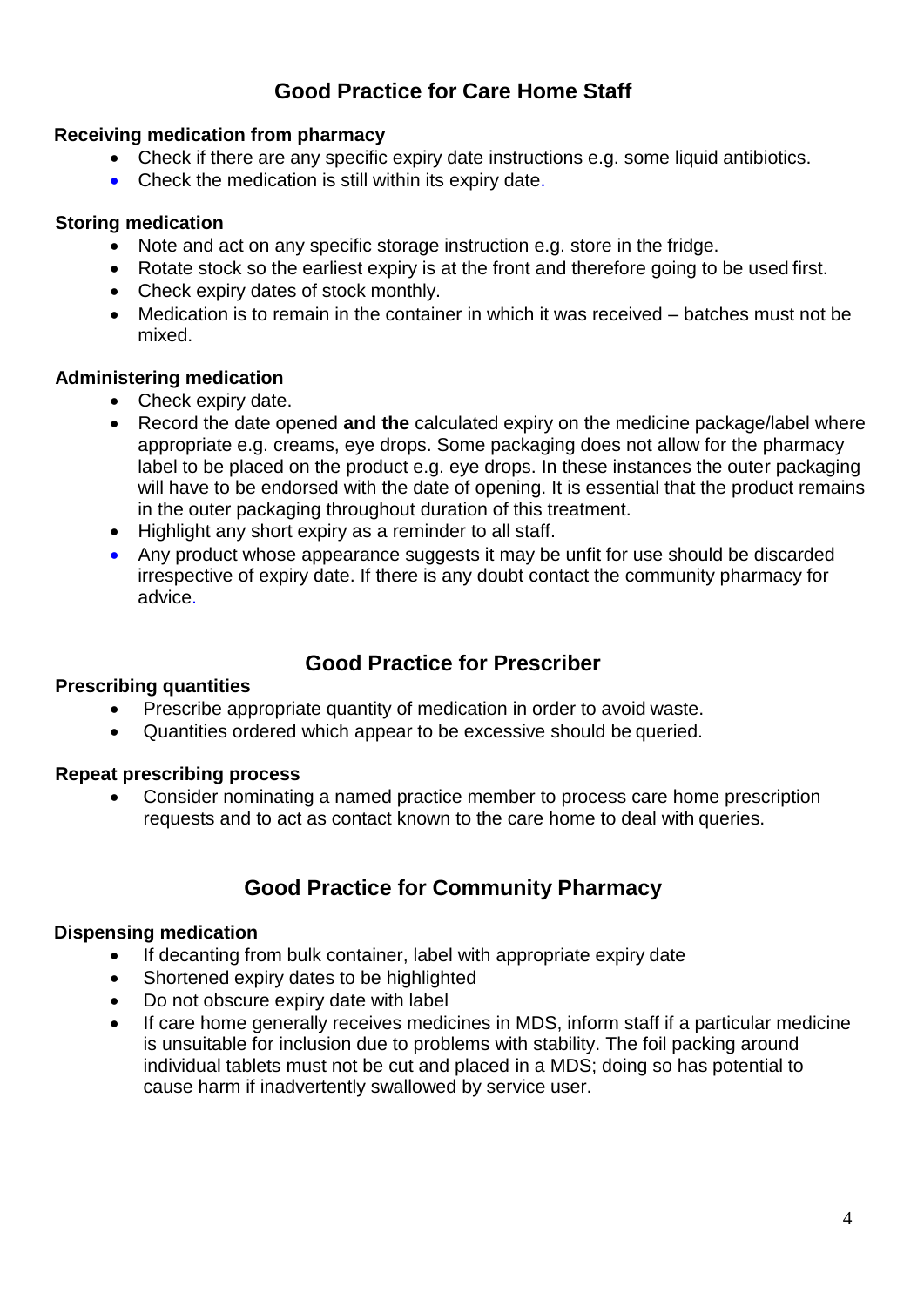## Good Practice for Care Home Staff

**Receiving medication from pharmacy**

- Check if there are any specific expiry date instructions e.g. some liquid antibiotics.
- Check the medication is still within its expiry date.

**Storing medication**

- Note and act on any specific storage instruction e.g. store in the fridge.
- Rotate stock so the earliest expiry is at the front and therefore going to be used first.
- Check expiry dates of stock monthly.
- Medication is to remain in the container in which it was received – batches must not be mixed.

**Administering medication**

- Check expiry date.
- Record the date opened **and the** calculated expiry on the medicine package/label where appropriate e.g. creams, eye drops. Some packaging does not allow for the pharmacy label to be placed on the product e.g. eye drops. In these instances the outer packaging will have to be endorsed with the date of opening. It is essential that the product remains in the outer packaging throughout duration of this treatment.
- Highlight any short expiry as a reminder to all staff.
- Any product whose appearance suggests it may be unfit for use should be discarded irrespective of expiry date. If there is any doubt contact the community pharmacy for advice.

## Good Practice for Prescriber

**Prescribing quantities**

- Prescribe appropriate quantity of medication in order to avoid waste.
- Quantities ordered which appear to be excessive should be queried.

**Repeat prescribing process**

- Consider nominating a named practice member to process care home prescription requests and to act as contact known to the care home to deal with queries.

## Good Practice for Community Pharmacy

**Dispensing medication**

- If decanting from bulk container, label with appropriate expiry date
- Shortened expiry dates to be highlighted
- Do not obscure expiry date with label
- If care home generally receives medicines in MDS, inform staff if a particular medicine is unsuitable for inclusion due to problems with stability. The foil packing around individual tablets must not be cut and placed in a MDS; doing so has potential to cause harm if inadvertently swallowed by service user.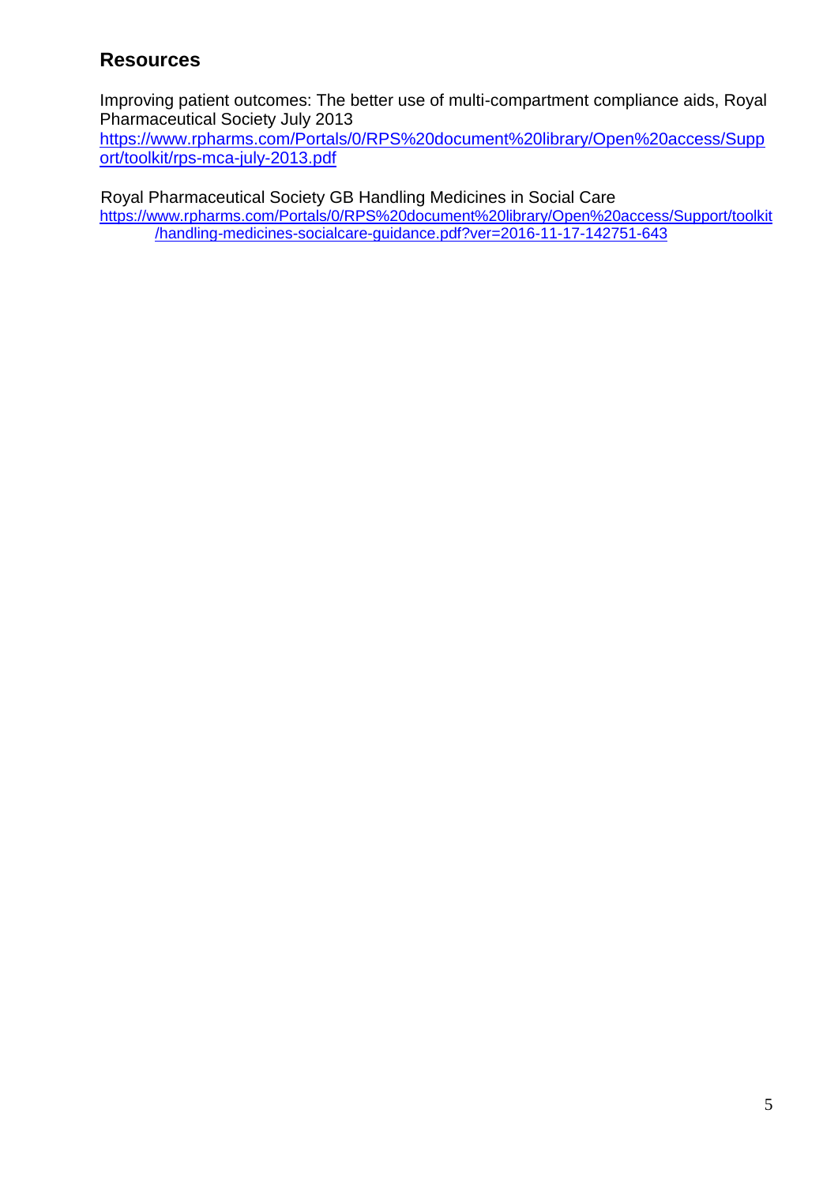## Resources

Improving patient outcomes: The better use of multi-compartment compliance aids, Royal Pharmaceutical Society July 2013
https://www.rpharms.com/Portals/0/RPS%20document%20library/Open%20access/Support/toolkit/rps-mca-july-2013.pdf

Royal Pharmaceutical Society GB Handling Medicines in Social Care
https://www.rpharms.com/Portals/0/RPS%20document%20library/Open%20access/Support/toolkit/handling-medicines-socialcare-guidance.pdf?ver=2016-11-17-142751-643